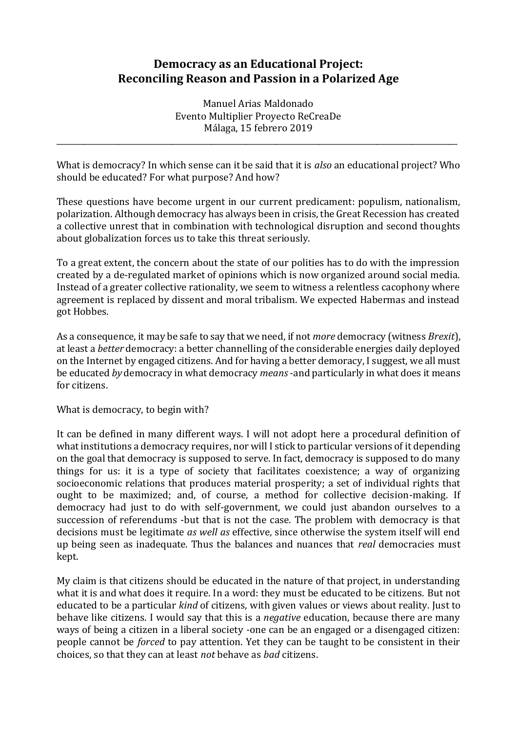# Democracy as an Educational Project: Reconciling Reason and Passion in a Polarized Age

Manuel Arias Maldonado
Evento Multiplier Proyecto ReCreaDe
Málaga, 15 febrero 2019

---

What is democracy? In which sense can it be said that it is *also* an educational project? Who should be educated? For what purpose? And how?

These questions have become urgent in our current predicament: populism, nationalism, polarization. Although democracy has always been in crisis, the Great Recession has created a collective unrest that in combination with technological disruption and second thoughts about globalization forces us to take this threat seriously.

To a great extent, the concern about the state of our polities has to do with the impression created by a de-regulated market of opinions which is now organized around social media. Instead of a greater collective rationality, we seem to witness a relentless cacophony where agreement is replaced by dissent and moral tribalism. We expected Habermas and instead got Hobbes.

As a consequence, it may be safe to say that we need, if not *more* democracy (witness *Brexit*), at least a *better* democracy: a better channelling of the considerable energies daily deployed on the Internet by engaged citizens. And for having a better demoracy, I suggest, we all must be educated *by* democracy in what democracy *means* -and particularly in what does it means for citizens.

What is democracy, to begin with?

It can be defined in many different ways. I will not adopt here a procedural definition of what institutions a democracy requires, nor will I stick to particular versions of it depending on the goal that democracy is supposed to serve. In fact, democracy is supposed to do many things for us: it is a type of society that facilitates coexistence; a way of organizing socioeconomic relations that produces material prosperity; a set of individual rights that ought to be maximized; and, of course, a method for collective decision-making. If democracy had just to do with self-government, we could just abandon ourselves to a succession of referendums -but that is not the case. The problem with democracy is that decisions must be legitimate *as well as* effective, since otherwise the system itself will end up being seen as inadequate. Thus the balances and nuances that *real* democracies must kept.

My claim is that citizens should be educated in the nature of that project, in understanding what it is and what does it require. In a word: they must be educated to be citizens. But not educated to be a particular *kind* of citizens, with given values or views about reality. Just to behave like citizens. I would say that this is a *negative* education, because there are many ways of being a citizen in a liberal society -one can be an engaged or a disengaged citizen: people cannot be *forced* to pay attention. Yet they can be taught to be consistent in their choices, so that they can at least *not* behave as *bad* citizens.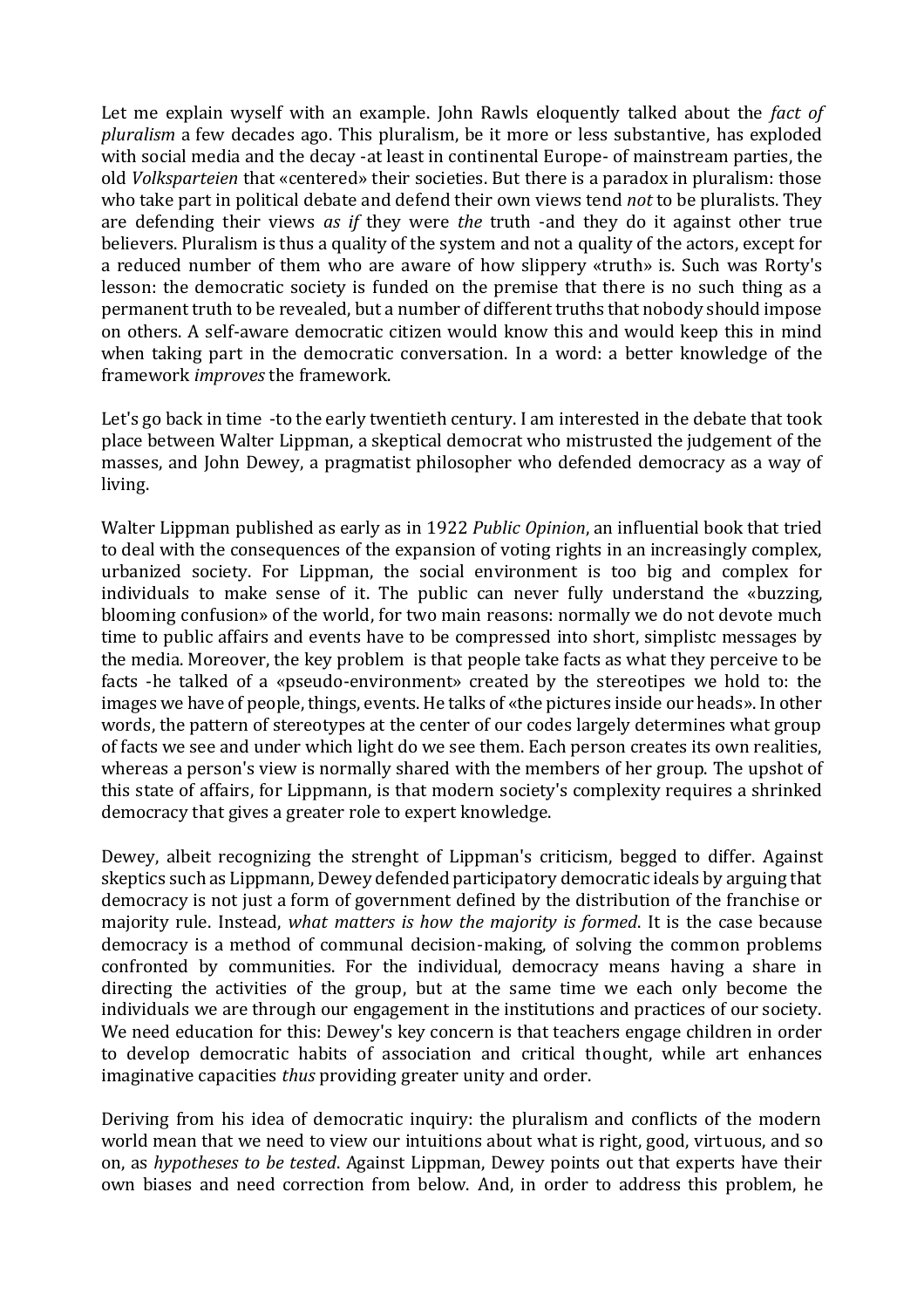Let me explain wyself with an example. John Rawls eloquently talked about the *fact of pluralism* a few decades ago. This pluralism, be it more or less substantive, has exploded with social media and the decay -at least in continental Europe- of mainstream parties, the old *Volksparteien* that «centered» their societies. But there is a paradox in pluralism: those who take part in political debate and defend their own views tend *not* to be pluralists. They are defending their views *as if* they were *the* truth -and they do it against other true believers. Pluralism is thus a quality of the system and not a quality of the actors, except for a reduced number of them who are aware of how slippery «truth» is. Such was Rorty's lesson: the democratic society is funded on the premise that there is no such thing as a permanent truth to be revealed, but a number of different truths that nobody should impose on others. A self-aware democratic citizen would know this and would keep this in mind when taking part in the democratic conversation. In a word: a better knowledge of the framework *improves* the framework.

Let's go back in time -to the early twentieth century. I am interested in the debate that took place between Walter Lippman, a skeptical democrat who mistrusted the judgement of the masses, and John Dewey, a pragmatist philosopher who defended democracy as a way of living.

Walter Lippman published as early as in 1922 *Public Opinion*, an influential book that tried to deal with the consequences of the expansion of voting rights in an increasingly complex, urbanized society. For Lippman, the social environment is too big and complex for individuals to make sense of it. The public can never fully understand the «buzzing, blooming confusion» of the world, for two main reasons: normally we do not devote much time to public affairs and events have to be compressed into short, simplistc messages by the media. Moreover, the key problem is that people take facts as what they perceive to be facts -he talked of a «pseudo-environment» created by the stereotipes we hold to: the images we have of people, things, events. He talks of «the pictures inside our heads». In other words, the pattern of stereotypes at the center of our codes largely determines what group of facts we see and under which light do we see them. Each person creates its own realities, whereas a person's view is normally shared with the members of her group. The upshot of this state of affairs, for Lippmann, is that modern society's complexity requires a shrinked democracy that gives a greater role to expert knowledge.

Dewey, albeit recognizing the strenght of Lippman's criticism, begged to differ. Against skeptics such as Lippmann, Dewey defended participatory democratic ideals by arguing that democracy is not just a form of government defined by the distribution of the franchise or majority rule. Instead, *what matters is how the majority is formed*. It is the case because democracy is a method of communal decision-making, of solving the common problems confronted by communities. For the individual, democracy means having a share in directing the activities of the group, but at the same time we each only become the individuals we are through our engagement in the institutions and practices of our society. We need education for this: Dewey's key concern is that teachers engage children in order to develop democratic habits of association and critical thought, while art enhances imaginative capacities *thus* providing greater unity and order.

Deriving from his idea of democratic inquiry: the pluralism and conflicts of the modern world mean that we need to view our intuitions about what is right, good, virtuous, and so on, as *hypotheses to be tested*. Against Lippman, Dewey points out that experts have their own biases and need correction from below. And, in order to address this problem, he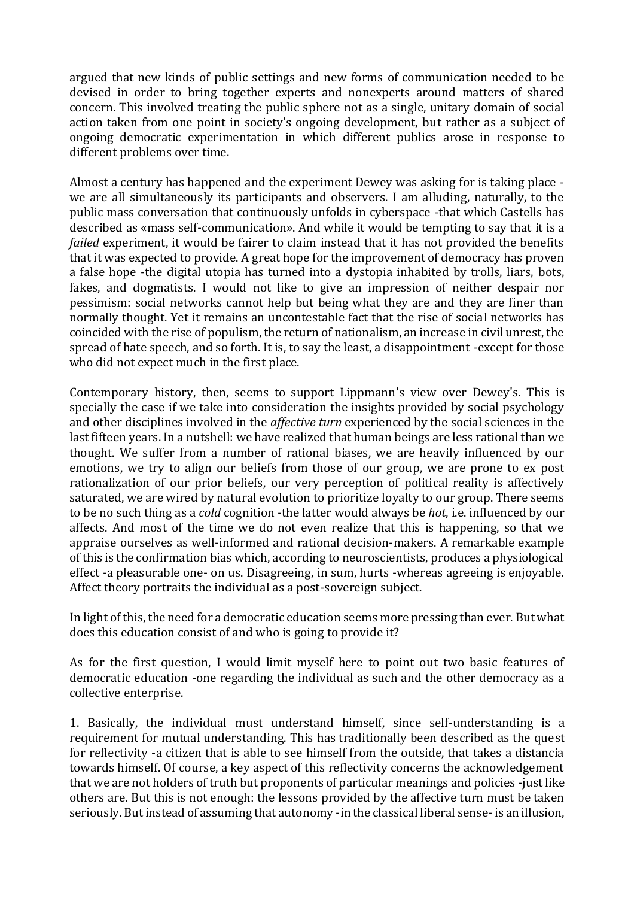argued that new kinds of public settings and new forms of communication needed to be devised in order to bring together experts and nonexperts around matters of shared concern. This involved treating the public sphere not as a single, unitary domain of social action taken from one point in society's ongoing development, but rather as a subject of ongoing democratic experimentation in which different publics arose in response to different problems over time.

Almost a century has happened and the experiment Dewey was asking for is taking place - we are all simultaneously its participants and observers. I am alluding, naturally, to the public mass conversation that continuously unfolds in cyberspace -that which Castells has described as «mass self-communication». And while it would be tempting to say that it is a *failed* experiment, it would be fairer to claim instead that it has not provided the benefits that it was expected to provide. A great hope for the improvement of democracy has proven a false hope -the digital utopia has turned into a dystopia inhabited by trolls, liars, bots, fakes, and dogmatists. I would not like to give an impression of neither despair nor pessimism: social networks cannot help but being what they are and they are finer than normally thought. Yet it remains an uncontestable fact that the rise of social networks has coincided with the rise of populism, the return of nationalism, an increase in civil unrest, the spread of hate speech, and so forth. It is, to say the least, a disappointment -except for those who did not expect much in the first place.

Contemporary history, then, seems to support Lippmann's view over Dewey's. This is specially the case if we take into consideration the insights provided by social psychology and other disciplines involved in the *affective turn* experienced by the social sciences in the last fifteen years. In a nutshell: we have realized that human beings are less rational than we thought. We suffer from a number of rational biases, we are heavily influenced by our emotions, we try to align our beliefs from those of our group, we are prone to ex post rationalization of our prior beliefs, our very perception of political reality is affectively saturated, we are wired by natural evolution to prioritize loyalty to our group. There seems to be no such thing as a *cold* cognition -the latter would always be *hot*, i.e. influenced by our affects. And most of the time we do not even realize that this is happening, so that we appraise ourselves as well-informed and rational decision-makers. A remarkable example of this is the confirmation bias which, according to neuroscientists, produces a physiological effect -a pleasurable one- on us. Disagreeing, in sum, hurts -whereas agreeing is enjoyable. Affect theory portraits the individual as a post-sovereign subject.

In light of this, the need for a democratic education seems more pressing than ever. But what does this education consist of and who is going to provide it?

As for the first question, I would limit myself here to point out two basic features of democratic education -one regarding the individual as such and the other democracy as a collective enterprise.

1. Basically, the individual must understand himself, since self-understanding is a requirement for mutual understanding. This has traditionally been described as the quest for reflectivity -a citizen that is able to see himself from the outside, that takes a distancia towards himself. Of course, a key aspect of this reflectivity concerns the acknowledgement that we are not holders of truth but proponents of particular meanings and policies -just like others are. But this is not enough: the lessons provided by the affective turn must be taken seriously. But instead of assuming that autonomy -in the classical liberal sense- is an illusion,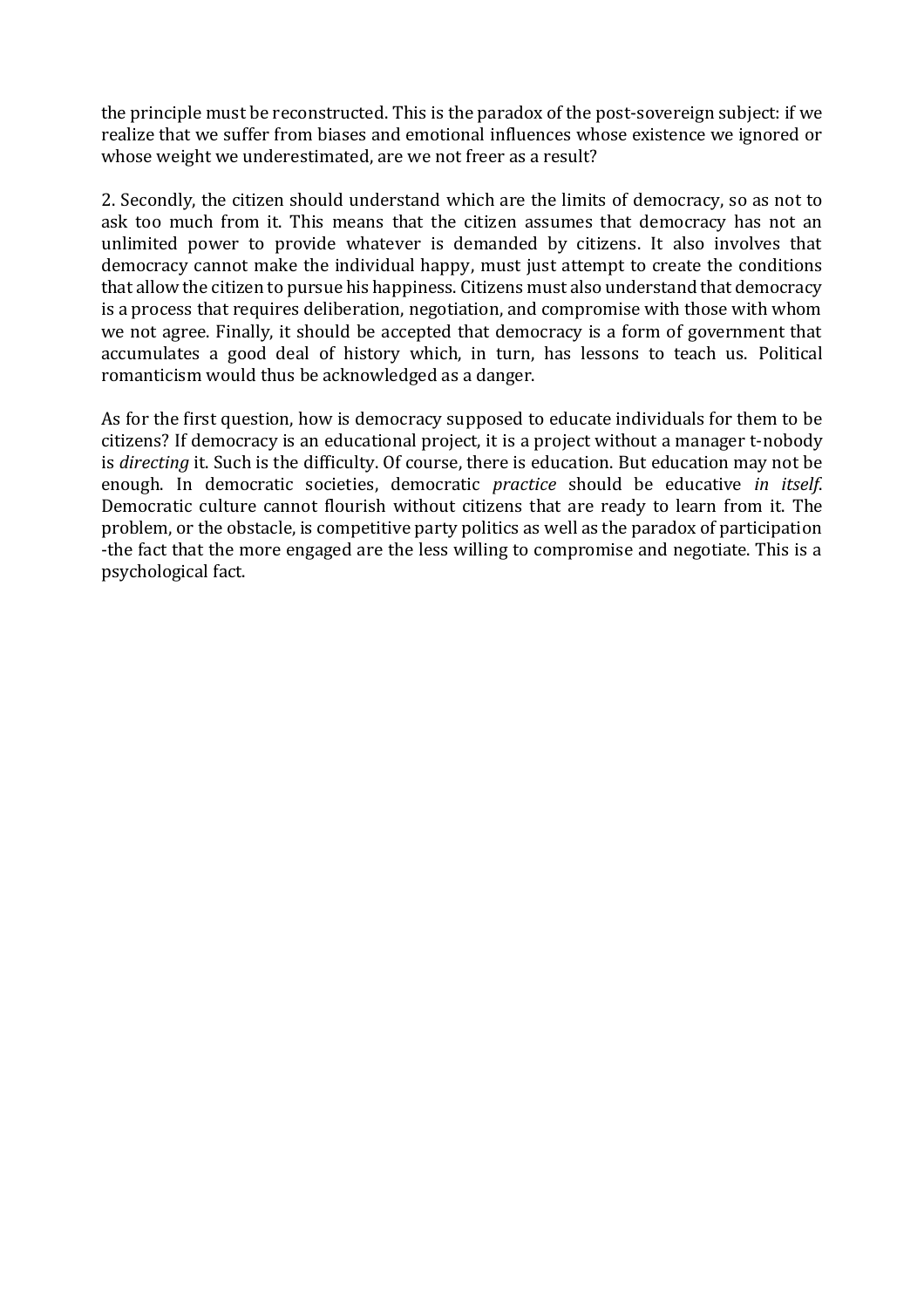the principle must be reconstructed. This is the paradox of the post-sovereign subject: if we realize that we suffer from biases and emotional influences whose existence we ignored or whose weight we underestimated, are we not freer as a result?

2. Secondly, the citizen should understand which are the limits of democracy, so as not to ask too much from it. This means that the citizen assumes that democracy has not an unlimited power to provide whatever is demanded by citizens. It also involves that democracy cannot make the individual happy, must just attempt to create the conditions that allow the citizen to pursue his happiness. Citizens must also understand that democracy is a process that requires deliberation, negotiation, and compromise with those with whom we not agree. Finally, it should be accepted that democracy is a form of government that accumulates a good deal of history which, in turn, has lessons to teach us. Political romanticism would thus be acknowledged as a danger.

As for the first question, how is democracy supposed to educate individuals for them to be citizens? If democracy is an educational project, it is a project without a manager t-nobody is *directing* it. Such is the difficulty. Of course, there is education. But education may not be enough. In democratic societies, democratic *practice* should be educative *in itself*. Democratic culture cannot flourish without citizens that are ready to learn from it. The problem, or the obstacle, is competitive party politics as well as the paradox of participation -the fact that the more engaged are the less willing to compromise and negotiate. This is a psychological fact.